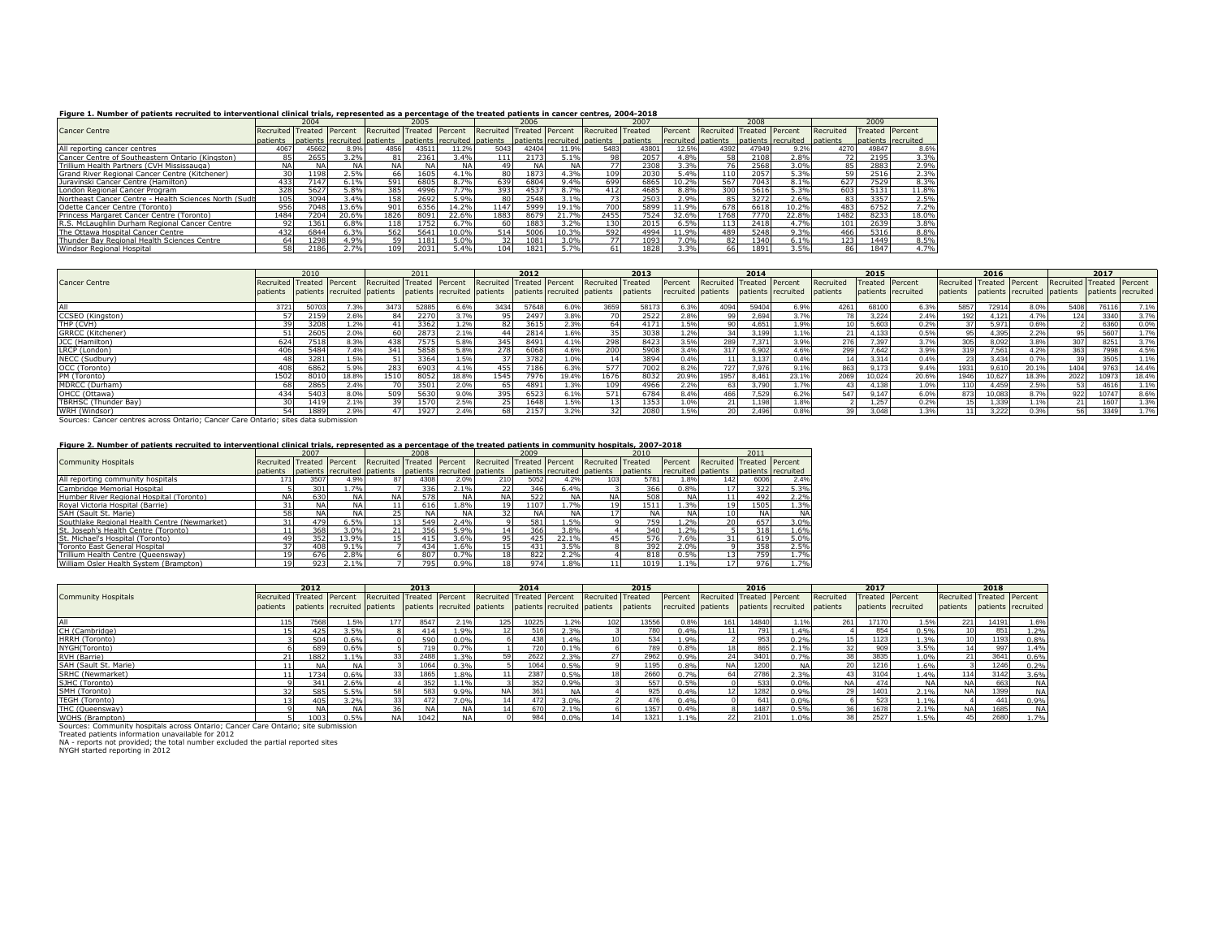**Figure 1. Number of patients recruited to interventional clinical trials, represented as a percentage of the treated patients in cancer centres, 2004-2018**

| Cancer Centre | 2004 | | | 2005 | | | 2006 | | | 2007 | | | 2008 | | | 2009 | | |
|---|---|---|---|---|---|---|---|---|---|---|---|---|---|---|---|---|---|---|
| | Recruited patients | Treated patients | Percent recruited | Recruited patients | Treated patients | Percent recruited | Recruited patients | Treated patients | Percent recruited | Recruited patients | Treated patients | Percent recruited | Recruited patients | Treated patients | Percent recruited | Recruited patients | Treated patients | Percent recruited |
| All reporting cancer centres | 4067 | 45662 | 8.9% | 4856 | 43511 | 11.2% | 5043 | 42404 | 11.9% | 5483 | 43801 | 12.5% | 4392 | 47949 | 9.2% | 4270 | 49847 | 8.6% |
| Cancer Centre of Southeastern Ontario (Kingston) | 85 | 2655 | 3.2% | 81 | 2361 | 3.4% | 111 | 2173 | 5.1% | 98 | 2057 | 4.8% | 58 | 2108 | 2.8% | 72 | 2195 | 3.3% |
| Trillium Health Partners (CVH Mississauga) | NA | NA | NA | NA | NA | NA | 49 | NA | NA | 77 | 2308 | 3.3% | 76 | 2568 | 3.0% | 85 | 2883 | 2.9% |
| Grand River Regional Cancer Centre (Kitchener) | 30 | 1198 | 2.5% | 66 | 1605 | 4.1% | 80 | 1873 | 4.3% | 109 | 2030 | 5.4% | 110 | 2057 | 5.3% | 59 | 2516 | 2.3% |
| Juravinski Cancer Centre (Hamilton) | 433 | 7147 | 6.1% | 591 | 6805 | 8.7% | 639 | 6804 | 9.4% | 699 | 6865 | 10.2% | 567 | 7043 | 8.1% | 627 | 7529 | 8.3% |
| London Regional Cancer Program | 328 | 5627 | 5.8% | 385 | 4996 | 7.7% | 393 | 4537 | 8.7% | 412 | 4685 | 8.8% | 300 | 5616 | 5.3% | 603 | 5131 | 11.8% |
| Northeast Cancer Centre - Health Sciences North (Sudb | 105 | 3094 | 3.4% | 158 | 2692 | 5.9% | 80 | 2548 | 3.1% | 73 | 2503 | 2.9% | 85 | 3272 | 2.6% | 83 | 3357 | 2.5% |
| Odette Cancer Centre (Toronto) | 956 | 7048 | 13.6% | 901 | 6356 | 14.2% | 1147 | 5999 | 19.1% | 700 | 5899 | 11.9% | 678 | 6618 | 10.2% | 483 | 6752 | 7.2% |
| Princess Margaret Cancer Centre (Toronto) | 1484 | 7204 | 20.6% | 1826 | 8091 | 22.6% | 1883 | 8679 | 21.7% | 2455 | 7524 | 32.6% | 1768 | 7770 | 22.8% | 1482 | 8233 | 18.0% |
| R.S. McLaughlin Durham Regional Cancer Centre | 92 | 1361 | 6.8% | 118 | 1752 | 6.7% | 60 | 1883 | 3.2% | 130 | 2015 | 6.5% | 113 | 2418 | 4.7% | 101 | 2639 | 3.8% |
| The Ottawa Hospital Cancer Centre | 432 | 6844 | 6.3% | 562 | 5641 | 10.0% | 514 | 5006 | 10.3% | 592 | 4994 | 11.9% | 489 | 5248 | 9.3% | 466 | 5316 | 8.8% |
| Thunder Bay Regional Health Sciences Centre | 64 | 1298 | 4.9% | 59 | 1181 | 5.0% | 32 | 1081 | 3.0% | 77 | 1093 | 7.0% | 82 | 1340 | 6.1% | 123 | 1449 | 8.5% |
| Windsor Regional Hospital | 58 | 2186 | 2.7% | 109 | 2031 | 5.4% | 104 | 1821 | 5.7% | 61 | 1828 | 3.3% | 66 | 1891 | 3.5% | 86 | 1847 | 4.7% |

| Cancer Centre | 2010 | | | 2011 | | | 2012 | | | 2013 | | | 2014 | | | 2015 | | | 2016 | | | 2017 | | |
|---|---|---|---|---|---|---|---|---|---|---|---|---|---|---|---|---|---|---|---|---|---|---|---|---|
| | Recruited patients | Treated patients | Percent recruited | Recruited patients | Treated patients | Percent recruited | Recruited patients | Treated patients | Percent recruited | Recruited patients | Treated patients | Percent recruited | Recruited patients | Treated patients | Percent recruited | Recruited patients | Treated patients | Percent recruited | Recruited patients | Treated patients | Percent recruited | Recruited patients | Treated patients | Percent recruited |
| All | 3721 | 50703 | 7.3% | 3473 | 52885 | 6.6% | 3434 | 57648 | 6.0% | 3659 | 58173 | 6.3% | 4094 | 59404 | 6.9% | 4261 | 68100 | 6.3% | 5857 | 72914 | 8.0% | 5408 | 76116 | 7.1% |
| CCSEO (Kingston) | 57 | 2159 | 2.6% | 84 | 2270 | 3.7% | 95 | 2497 | 3.8% | 70 | 2522 | 2.8% | 99 | 2,694 | 3.7% | 78 | 3,224 | 2.4% | 192 | 4,121 | 4.7% | 124 | 3340 | 3.7% |
| THP (CVH) | 39 | 3208 | 1.2% | 41 | 3362 | 1.2% | 82 | 3615 | 2.3% | 64 | 4171 | 1.5% | 90 | 4,651 | 1.9% | 10 | 5,603 | 0.2% | 37 | 5,971 | 0.6% | 2 | 6360 | 0.0% |
| GRRCC (Kitchener) | 51 | 2605 | 2.0% | 60 | 2873 | 2.1% | 44 | 2814 | 1.6% | 35 | 3038 | 1.2% | 34 | 3,199 | 1.1% | 21 | 4,133 | 0.5% | 95 | 4,395 | 2.2% | 95 | 5607 | 1.7% |
| JCC (Hamilton) | 624 | 7518 | 8.3% | 438 | 7575 | 5.8% | 345 | 8491 | 4.1% | 298 | 8423 | 3.5% | 289 | 7,371 | 3.9% | 276 | 7,397 | 3.7% | 305 | 8,092 | 3.8% | 307 | 8251 | 3.7% |
| LRCP (London) | 406 | 5484 | 7.4% | 341 | 5858 | 5.8% | 278 | 6068 | 4.6% | 200 | 5908 | 3.4% | 317 | 6,902 | 4.6% | 299 | 7,642 | 3.9% | 319 | 7,561 | 4.2% | 363 | 7998 | 4.5% |
| NECC (Sudbury) | 48 | 3281 | 1.5% | 51 | 3364 | 1.5% | 37 | 3782 | 1.0% | 14 | 3894 | 0.4% | 11 | 3,137 | 0.4% | 14 | 3,314 | 0.4% | 23 | 3,434 | 0.7% | 39 | 3505 | 1.1% |
| OCC (Toronto) | 408 | 6862 | 5.9% | 283 | 6903 | 4.1% | 455 | 7186 | 6.3% | 577 | 7002 | 8.2% | 727 | 7,976 | 9.1% | 863 | 9,173 | 9.4% | 1931 | 9,610 | 20.1% | 1404 | 9763 | 14.4% |
| PM (Toronto) | 1502 | 8010 | 18.8% | 1510 | 8052 | 18.8% | 1545 | 7976 | 19.4% | 1676 | 8032 | 20.9% | 1957 | 8,461 | 23.1% | 2069 | 10,024 | 20.6% | 1946 | 10,627 | 18.3% | 2022 | 10973 | 18.4% |
| MDRCC (Durham) | 68 | 2865 | 2.4% | 70 | 3501 | 2.0% | 65 | 4891 | 1.3% | 109 | 4966 | 2.2% | 63 | 3,790 | 1.7% | 43 | 4,138 | 1.0% | 110 | 4,459 | 2.5% | 53 | 4616 | 1.1% |
| OHCC (Ottawa) | 434 | 5403 | 8.0% | 509 | 5630 | 9.0% | 395 | 6523 | 6.1% | 571 | 6784 | 8.4% | 466 | 7,529 | 6.2% | 547 | 9,147 | 6.0% | 873 | 10,083 | 8.7% | 922 | 10747 | 8.6% |
| TBRHSC (Thunder Bay) | 30 | 1419 | 2.1% | 39 | 1570 | 2.5% | 25 | 1648 | 1.5% | 13 | 1353 | 1.0% | 21 | 1,198 | 1.8% | 2 | 1,257 | 0.2% | 15 | 1,339 | 1.1% | 21 | 1607 | 1.3% |
| WRH (Windsor) | 54 | 1889 | 2.9% | 47 | 1927 | 2.4% | 68 | 2157 | 3.2% | 32 | 2080 | 1.5% | 20 | 2,496 | 0.8% | 39 | 3,048 | 1.3% | 11 | 3,222 | 0.3% | 56 | 3349 | 1.7% |

Sources: Cancer centres across Ontario; Cancer Care Ontario; sites data submission

**Figure 2. Number of patients recruited to interventional clinical trials, represented as a percentage of the treated patients in community hospitals, 2007-2018**

| Community Hospitals | 2007 | | | 2008 | | | 2009 | | | 2010 | | | 2011 | | |
|---|---|---|---|---|---|---|---|---|---|---|---|---|---|---|---|
| | Recruited patients | Treated patients | Percent recruited | Recruited patients | Treated patients | Percent recruited | Recruited patients | Treated patients | Percent recruited | Recruited patients | Treated patients | Percent recruited | Recruited patients | Treated patients | Percent recruited |
| All reporting community hospitals | 171 | 3507 | 4.9% | 87 | 4308 | 2.0% | 210 | 5052 | 4.2% | 103 | 5781 | 1.8% | 142 | 6006 | 2.4% |
| Cambridge Memorial Hospital | 5 | 301 | 1.7% | 7 | 336 | 2.1% | 22 | 346 | 6.4% | 3 | 366 | 0.8% | 17 | 322 | 5.3% |
| Humber River Regional Hospital (Toronto) | NA | 630 | NA | NA | 578 | NA | NA | 522 | NA | NA | 508 | NA | 11 | 492 | 2.2% |
| Royal Victoria Hospital (Barrie) | 31 | NA | NA | 11 | 616 | 1.8% | 19 | 1107 | 1.7% | 19 | 1511 | 1.3% | 19 | 1505 | 1.3% |
| SAH (Sault St. Marie) | 58 | NA | NA | 25 | NA | NA | 32 | NA | NA | 17 | NA | NA | 10 | NA | NA |
| Southlake Regional Health Centre (Newmarket) | 31 | 479 | 6.5% | 13 | 549 | 2.4% | 9 | 581 | 1.5% | 9 | 759 | 1.2% | 20 | 657 | 3.0% |
| St. Joseph's Health Centre (Toronto) | 11 | 368 | 3.0% | 21 | 356 | 5.9% | 14 | 366 | 3.8% | 4 | 340 | 1.2% | 5 | 318 | 1.6% |
| St. Michael's Hospital (Toronto) | 49 | 352 | 13.9% | 15 | 415 | 3.6% | 95 | 425 | 22.1% | 45 | 576 | 7.6% | 31 | 619 | 5.0% |
| Toronto East General Hospital | 37 | 408 | 9.1% | 7 | 434 | 1.6% | 15 | 431 | 3.5% | 8 | 392 | 2.0% | 9 | 358 | 2.5% |
| Trillium Health Centre (Queensway) | 19 | 676 | 2.8% | 6 | 807 | 0.7% | 18 | 822 | 2.2% | 4 | 818 | 0.5% | 13 | 759 | 1.7% |
| William Osler Health System (Brampton) | 19 | 923 | 2.1% | 7 | 795 | 0.9% | 18 | 974 | 1.8% | 11 | 1019 | 1.1% | 17 | 976 | 1.7% |

| Community Hospitals | 2012 | | | 2013 | | | 2014 | | | 2015 | | | 2016 | | | 2017 | | | 2018 | | |
|---|---|---|---|---|---|---|---|---|---|---|---|---|---|---|---|---|---|---|---|---|---|
| | Recruited patients | Treated patients | Percent recruited | Recruited patients | Treated patients | Percent recruited | Recruited patients | Treated patients | Percent recruited | Recruited patients | Treated patients | Percent recruited | Recruited patients | Treated patients | Percent recruited | Recruited patients | Treated patients | Percent recruited | Recruited patients | Treated patients | Percent recruited |
| All | 115 | 7568 | 1.5% | 177 | 8547 | 2.1% | 125 | 10225 | 1.2% | 102 | 13556 | 0.8% | 161 | 14840 | 1.1% | 261 | 17170 | 1.5% | 221 | 14191 | 1.6% |
| CH (Cambridge) | 15 | 425 | 3.5% | 8 | 414 | 1.9% | 12 | 516 | 2.3% | 3 | 780 | 0.4% | 11 | 791 | 1.4% | 4 | 854 | 0.5% | 10 | 851 | 1.2% |
| HRRH (Toronto) | 3 | 504 | 0.6% | 0 | 590 | 0.0% | 6 | 438 | 1.4% | 10 | 534 | 1.9% | 2 | 953 | 0.2% | 15 | 1123 | 1.3% | 10 | 1193 | 0.8% |
| NYGH(Toronto) | 6 | 689 | 0.6% | 5 | 719 | 0.7% | 1 | 720 | 0.1% | 6 | 789 | 0.8% | 18 | 865 | 2.1% | 32 | 909 | 3.5% | 14 | 997 | 1.4% |
| RVH (Barrie) | 21 | 1882 | 1.1% | 33 | 2488 | 1.3% | 59 | 2622 | 2.3% | 27 | 2962 | 0.9% | 24 | 3401 | 0.7% | 38 | 3835 | 1.0% | 21 | 3641 | 0.6% |
| SAH (Sault St. Marie) | 11 | NA | NA | 3 | 1064 | 0.3% | 5 | 1064 | 0.5% | 9 | 1195 | 0.8% | NA | 1200 | NA | 20 | 1216 | 1.6% | 3 | 1246 | 0.2% |
| SRHC (Newmarket) | 11 | 1734 | 0.6% | 33 | 1865 | 1.8% | 11 | 2387 | 0.5% | 18 | 2660 | 0.7% | 64 | 2786 | 2.3% | 43 | 3104 | 1.4% | 114 | 3142 | 3.6% |
| SJHC (Toronto) | 9 | 341 | 2.6% | 4 | 352 | 1.1% | 3 | 352 | 0.9% | 3 | 557 | 0.5% | 0 | 533 | 0.0% | NA | 474 | NA | NA | 663 | NA |
| SMH (Toronto) | 32 | 585 | 5.5% | 58 | 583 | 9.9% | NA | 361 | NA | 4 | 925 | 0.4% | 12 | 1282 | 0.9% | 29 | 1401 | 2.1% | NA | 1399 | NA |
| TEGH (Toronto) | 13 | 405 | 3.2% | 33 | 472 | 7.0% | 14 | 472 | 3.0% | 2 | 476 | 0.4% | 0 | 641 | 0.0% | 6 | 523 | 1.1% | 4 | 441 | 0.9% |
| THC (Queensway) | 9 | NA | NA | 36 | NA | NA | 14 | 670 | 2.1% | 6 | 1357 | 0.4% | 8 | 1487 | 0.5% | 36 | 1678 | 2.1% | NA | 1685 | NA |
| WOHS (Brampton) | 5 | 1003 | 0.5% | NA | 1042 | NA | 0 | 984 | 0.0% | 14 | 1321 | 1.1% | 22 | 2101 | 1.0% | 38 | 2527 | 1.5% | 45 | 2680 | 1.7% |

Sources: Community hospitals across Ontario; Cancer Care Ontario; site submission
Treated patients information unavailable for 2012
NA - reports not provided; the total number excluded the partial reported sites
NYGH started reporting in 2012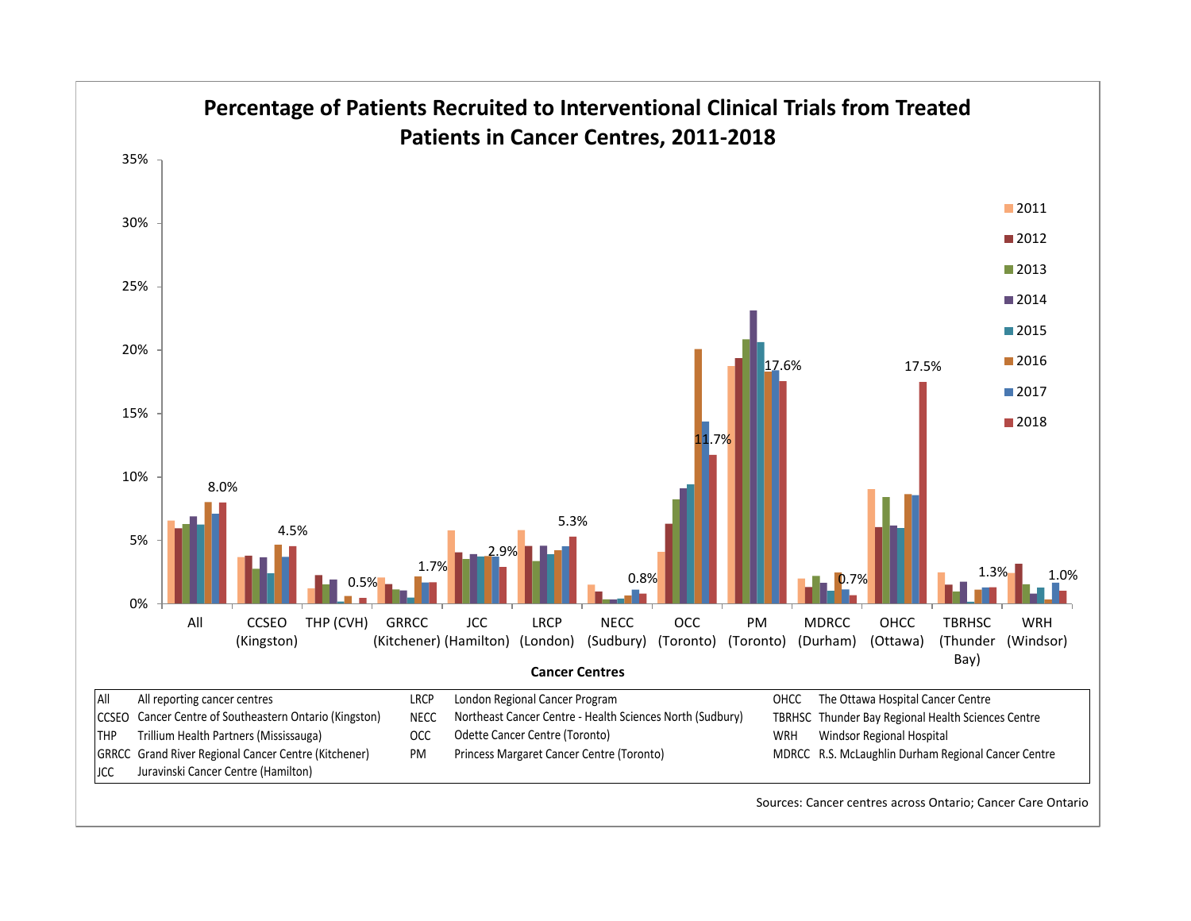# Percentage of Patients Recruited to Interventional Clinical Trials from Treated Patients in Cancer Centres, 2011-2018

35%
30%
25%
20%
15%
10%
5%
0%

Legend: 2011, 2012, 2013, 2014, 2015, 2016, 2017, 2018

| Cancer Centre | 2018 label |
|---|---|
| All | 8.0% |
| CCSEO (Kingston) | 4.5% |
| THP (CVH) | 0.5% |
| GRRCC (Kitchener) | 1.7% |
| JCC (Hamilton) | 2.9% |
| LRCP (London) | 5.3% |
| NECC (Sudbury) | 0.8% |
| OCC (Toronto) | 11.7% |
| PM (Toronto) | 17.6% |
| MDRCC (Durham) | 0.7% |
| OHCC (Ottawa) | 17.5% |
| TBRHSC (Thunder Bay) | 1.3% |
| WRH (Windsor) | 1.0% |

**Cancer Centres**

| | | | | | |
|---|---|---|---|---|---|
| All | All reporting cancer centres | LRCP | London Regional Cancer Program | OHCC | The Ottawa Hospital Cancer Centre |
| CCSEO | Cancer Centre of Southeastern Ontario (Kingston) | NECC | Northeast Cancer Centre - Health Sciences North (Sudbury) | TBRHSC | Thunder Bay Regional Health Sciences Centre |
| THP | Trillium Health Partners (Mississauga) | OCC | Odette Cancer Centre (Toronto) | WRH | Windsor Regional Hospital |
| GRRCC | Grand River Regional Cancer Centre (Kitchener) | PM | Princess Margaret Cancer Centre (Toronto) | MDRCC | R.S. McLaughlin Durham Regional Cancer Centre |
| JCC | Juravinski Cancer Centre (Hamilton) | | | | |

Sources: Cancer centres across Ontario; Cancer Care Ontario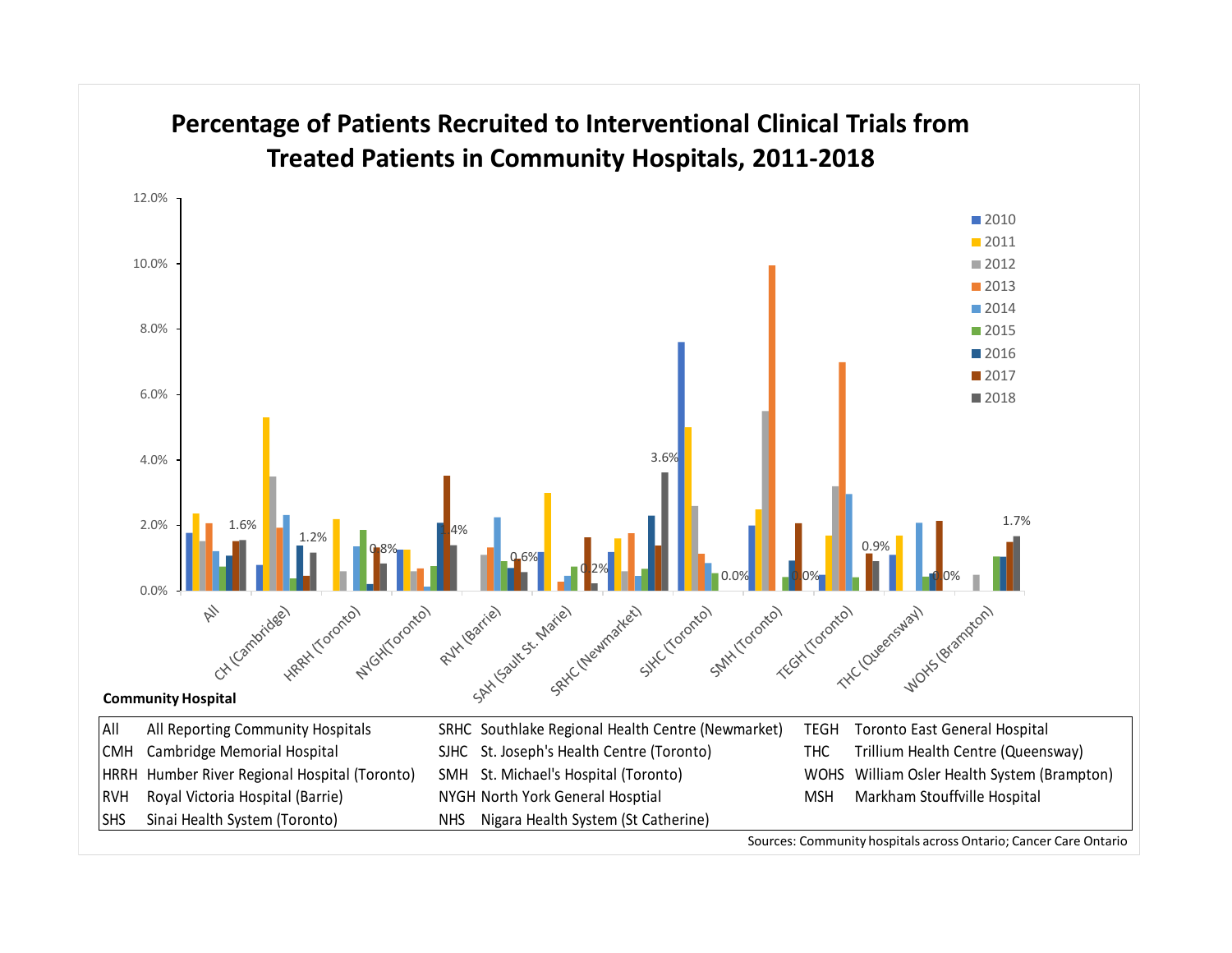# Percentage of Patients Recruited to Interventional Clinical Trials from Treated Patients in Community Hospitals, 2011-2018

12.0%
10.0%
8.0%
6.0%
4.0%
2.0%
0.0%

2010
2011
2012
2013
2014
2015
2016
2017
2018

1.6%
1.2%
0.8%
1.4%
0.6%
0.2%
3.6%
0.0%
0.0%
0.9%
0.0%
1.7%

All
CH (Cambridge)
HRRH (Toronto)
NYGH(Toronto)
RVH (Barrie)
SAH (Sault St. Marie)
SRHC (Newmarket)
SJHC (Toronto)
SMH (Toronto)
TEGH (Toronto)
THC (Queensway)
WOHS (Brampton)

**Community Hospital**

| | | | | | |
|---|---|---|---|---|---|
| All | All Reporting Community Hospitals | SRHC | Southlake Regional Health Centre (Newmarket) | TEGH | Toronto East General Hospital |
| CMH | Cambridge Memorial Hospital | SJHC | St. Joseph's Health Centre (Toronto) | THC | Trillium Health Centre (Queensway) |
| HRRH | Humber River Regional Hospital (Toronto) | SMH | St. Michael's Hospital (Toronto) | WOHS | William Osler Health System (Brampton) |
| RVH | Royal Victoria Hospital (Barrie) | NYGH | North York General Hosptial | MSH | Markham Stouffville Hospital |
| SHS | Sinai Health System (Toronto) | NHS | Nigara Health System (St Catherine) | | |

Sources: Community hospitals across Ontario; Cancer Care Ontario